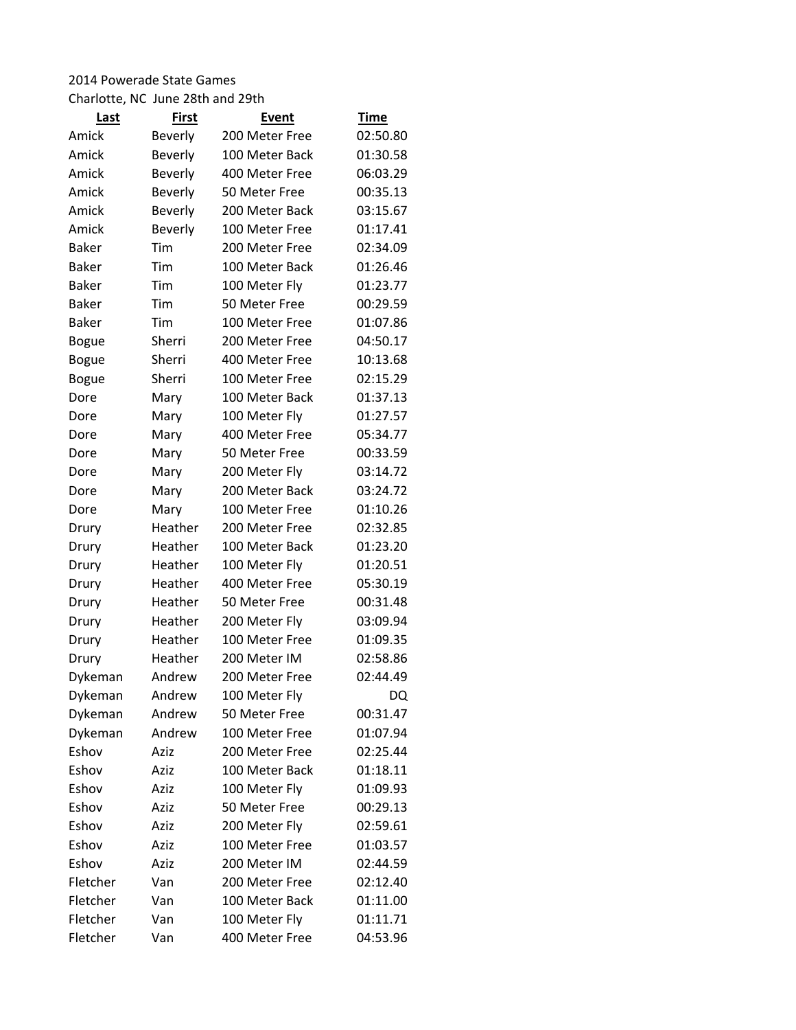2014 Powerade State Games

Charlotte, NC June 28th and 29th

| Last | First | Event | Time |
|---|---|---|---|
| Amick | Beverly | 200 Meter Free | 02:50.80 |
| Amick | Beverly | 100 Meter Back | 01:30.58 |
| Amick | Beverly | 400 Meter Free | 06:03.29 |
| Amick | Beverly | 50 Meter Free | 00:35.13 |
| Amick | Beverly | 200 Meter Back | 03:15.67 |
| Amick | Beverly | 100 Meter Free | 01:17.41 |
| Baker | Tim | 200 Meter Free | 02:34.09 |
| Baker | Tim | 100 Meter Back | 01:26.46 |
| Baker | Tim | 100 Meter Fly | 01:23.77 |
| Baker | Tim | 50 Meter Free | 00:29.59 |
| Baker | Tim | 100 Meter Free | 01:07.86 |
| Bogue | Sherri | 200 Meter Free | 04:50.17 |
| Bogue | Sherri | 400 Meter Free | 10:13.68 |
| Bogue | Sherri | 100 Meter Free | 02:15.29 |
| Dore | Mary | 100 Meter Back | 01:37.13 |
| Dore | Mary | 100 Meter Fly | 01:27.57 |
| Dore | Mary | 400 Meter Free | 05:34.77 |
| Dore | Mary | 50 Meter Free | 00:33.59 |
| Dore | Mary | 200 Meter Fly | 03:14.72 |
| Dore | Mary | 200 Meter Back | 03:24.72 |
| Dore | Mary | 100 Meter Free | 01:10.26 |
| Drury | Heather | 200 Meter Free | 02:32.85 |
| Drury | Heather | 100 Meter Back | 01:23.20 |
| Drury | Heather | 100 Meter Fly | 01:20.51 |
| Drury | Heather | 400 Meter Free | 05:30.19 |
| Drury | Heather | 50 Meter Free | 00:31.48 |
| Drury | Heather | 200 Meter Fly | 03:09.94 |
| Drury | Heather | 100 Meter Free | 01:09.35 |
| Drury | Heather | 200 Meter IM | 02:58.86 |
| Dykeman | Andrew | 200 Meter Free | 02:44.49 |
| Dykeman | Andrew | 100 Meter Fly | DQ |
| Dykeman | Andrew | 50 Meter Free | 00:31.47 |
| Dykeman | Andrew | 100 Meter Free | 01:07.94 |
| Eshov | Aziz | 200 Meter Free | 02:25.44 |
| Eshov | Aziz | 100 Meter Back | 01:18.11 |
| Eshov | Aziz | 100 Meter Fly | 01:09.93 |
| Eshov | Aziz | 50 Meter Free | 00:29.13 |
| Eshov | Aziz | 200 Meter Fly | 02:59.61 |
| Eshov | Aziz | 100 Meter Free | 01:03.57 |
| Eshov | Aziz | 200 Meter IM | 02:44.59 |
| Fletcher | Van | 200 Meter Free | 02:12.40 |
| Fletcher | Van | 100 Meter Back | 01:11.00 |
| Fletcher | Van | 100 Meter Fly | 01:11.71 |
| Fletcher | Van | 400 Meter Free | 04:53.96 |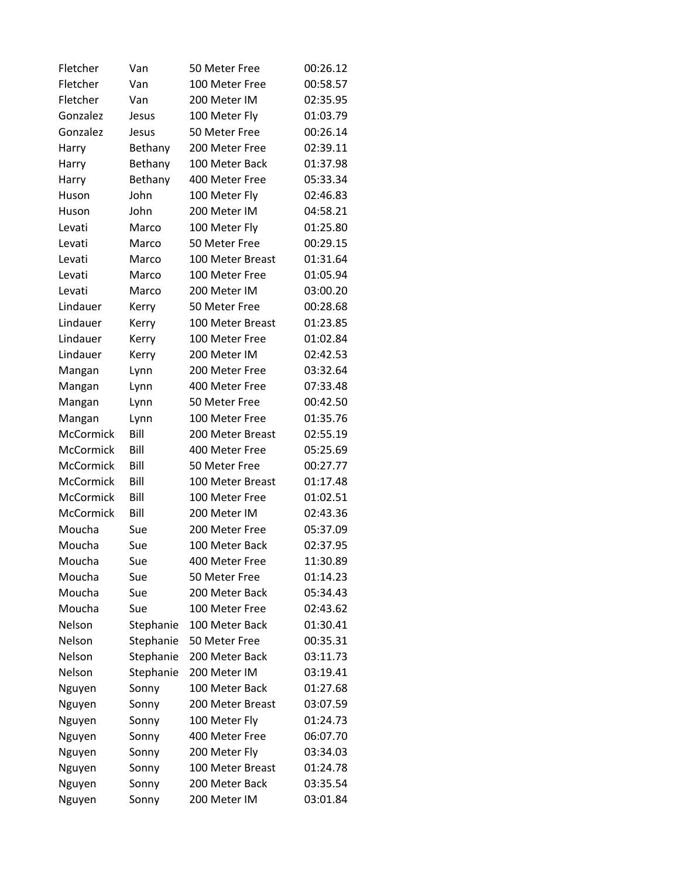| | | | |
|---|---|---|---|
| Fletcher | Van | 50 Meter Free | 00:26.12 |
| Fletcher | Van | 100 Meter Free | 00:58.57 |
| Fletcher | Van | 200 Meter IM | 02:35.95 |
| Gonzalez | Jesus | 100 Meter Fly | 01:03.79 |
| Gonzalez | Jesus | 50 Meter Free | 00:26.14 |
| Harry | Bethany | 200 Meter Free | 02:39.11 |
| Harry | Bethany | 100 Meter Back | 01:37.98 |
| Harry | Bethany | 400 Meter Free | 05:33.34 |
| Huson | John | 100 Meter Fly | 02:46.83 |
| Huson | John | 200 Meter IM | 04:58.21 |
| Levati | Marco | 100 Meter Fly | 01:25.80 |
| Levati | Marco | 50 Meter Free | 00:29.15 |
| Levati | Marco | 100 Meter Breast | 01:31.64 |
| Levati | Marco | 100 Meter Free | 01:05.94 |
| Levati | Marco | 200 Meter IM | 03:00.20 |
| Lindauer | Kerry | 50 Meter Free | 00:28.68 |
| Lindauer | Kerry | 100 Meter Breast | 01:23.85 |
| Lindauer | Kerry | 100 Meter Free | 01:02.84 |
| Lindauer | Kerry | 200 Meter IM | 02:42.53 |
| Mangan | Lynn | 200 Meter Free | 03:32.64 |
| Mangan | Lynn | 400 Meter Free | 07:33.48 |
| Mangan | Lynn | 50 Meter Free | 00:42.50 |
| Mangan | Lynn | 100 Meter Free | 01:35.76 |
| McCormick | Bill | 200 Meter Breast | 02:55.19 |
| McCormick | Bill | 400 Meter Free | 05:25.69 |
| McCormick | Bill | 50 Meter Free | 00:27.77 |
| McCormick | Bill | 100 Meter Breast | 01:17.48 |
| McCormick | Bill | 100 Meter Free | 01:02.51 |
| McCormick | Bill | 200 Meter IM | 02:43.36 |
| Moucha | Sue | 200 Meter Free | 05:37.09 |
| Moucha | Sue | 100 Meter Back | 02:37.95 |
| Moucha | Sue | 400 Meter Free | 11:30.89 |
| Moucha | Sue | 50 Meter Free | 01:14.23 |
| Moucha | Sue | 200 Meter Back | 05:34.43 |
| Moucha | Sue | 100 Meter Free | 02:43.62 |
| Nelson | Stephanie | 100 Meter Back | 01:30.41 |
| Nelson | Stephanie | 50 Meter Free | 00:35.31 |
| Nelson | Stephanie | 200 Meter Back | 03:11.73 |
| Nelson | Stephanie | 200 Meter IM | 03:19.41 |
| Nguyen | Sonny | 100 Meter Back | 01:27.68 |
| Nguyen | Sonny | 200 Meter Breast | 03:07.59 |
| Nguyen | Sonny | 100 Meter Fly | 01:24.73 |
| Nguyen | Sonny | 400 Meter Free | 06:07.70 |
| Nguyen | Sonny | 200 Meter Fly | 03:34.03 |
| Nguyen | Sonny | 100 Meter Breast | 01:24.78 |
| Nguyen | Sonny | 200 Meter Back | 03:35.54 |
| Nguyen | Sonny | 200 Meter IM | 03:01.84 |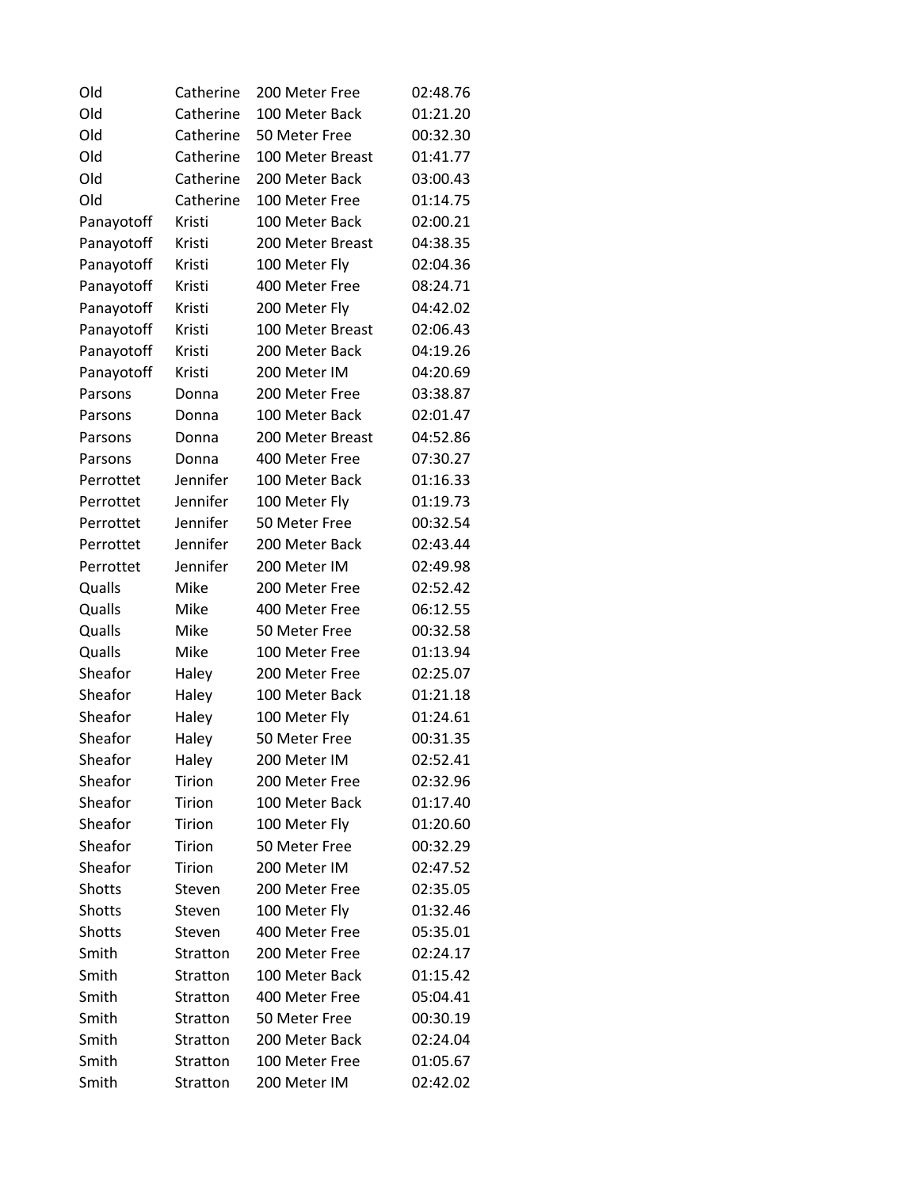| | | | |
|---|---|---|---|
| Old | Catherine | 200 Meter Free | 02:48.76 |
| Old | Catherine | 100 Meter Back | 01:21.20 |
| Old | Catherine | 50 Meter Free | 00:32.30 |
| Old | Catherine | 100 Meter Breast | 01:41.77 |
| Old | Catherine | 200 Meter Back | 03:00.43 |
| Old | Catherine | 100 Meter Free | 01:14.75 |
| Panayotoff | Kristi | 100 Meter Back | 02:00.21 |
| Panayotoff | Kristi | 200 Meter Breast | 04:38.35 |
| Panayotoff | Kristi | 100 Meter Fly | 02:04.36 |
| Panayotoff | Kristi | 400 Meter Free | 08:24.71 |
| Panayotoff | Kristi | 200 Meter Fly | 04:42.02 |
| Panayotoff | Kristi | 100 Meter Breast | 02:06.43 |
| Panayotoff | Kristi | 200 Meter Back | 04:19.26 |
| Panayotoff | Kristi | 200 Meter IM | 04:20.69 |
| Parsons | Donna | 200 Meter Free | 03:38.87 |
| Parsons | Donna | 100 Meter Back | 02:01.47 |
| Parsons | Donna | 200 Meter Breast | 04:52.86 |
| Parsons | Donna | 400 Meter Free | 07:30.27 |
| Perrottet | Jennifer | 100 Meter Back | 01:16.33 |
| Perrottet | Jennifer | 100 Meter Fly | 01:19.73 |
| Perrottet | Jennifer | 50 Meter Free | 00:32.54 |
| Perrottet | Jennifer | 200 Meter Back | 02:43.44 |
| Perrottet | Jennifer | 200 Meter IM | 02:49.98 |
| Qualls | Mike | 200 Meter Free | 02:52.42 |
| Qualls | Mike | 400 Meter Free | 06:12.55 |
| Qualls | Mike | 50 Meter Free | 00:32.58 |
| Qualls | Mike | 100 Meter Free | 01:13.94 |
| Sheafor | Haley | 200 Meter Free | 02:25.07 |
| Sheafor | Haley | 100 Meter Back | 01:21.18 |
| Sheafor | Haley | 100 Meter Fly | 01:24.61 |
| Sheafor | Haley | 50 Meter Free | 00:31.35 |
| Sheafor | Haley | 200 Meter IM | 02:52.41 |
| Sheafor | Tirion | 200 Meter Free | 02:32.96 |
| Sheafor | Tirion | 100 Meter Back | 01:17.40 |
| Sheafor | Tirion | 100 Meter Fly | 01:20.60 |
| Sheafor | Tirion | 50 Meter Free | 00:32.29 |
| Sheafor | Tirion | 200 Meter IM | 02:47.52 |
| Shotts | Steven | 200 Meter Free | 02:35.05 |
| Shotts | Steven | 100 Meter Fly | 01:32.46 |
| Shotts | Steven | 400 Meter Free | 05:35.01 |
| Smith | Stratton | 200 Meter Free | 02:24.17 |
| Smith | Stratton | 100 Meter Back | 01:15.42 |
| Smith | Stratton | 400 Meter Free | 05:04.41 |
| Smith | Stratton | 50 Meter Free | 00:30.19 |
| Smith | Stratton | 200 Meter Back | 02:24.04 |
| Smith | Stratton | 100 Meter Free | 01:05.67 |
| Smith | Stratton | 200 Meter IM | 02:42.02 |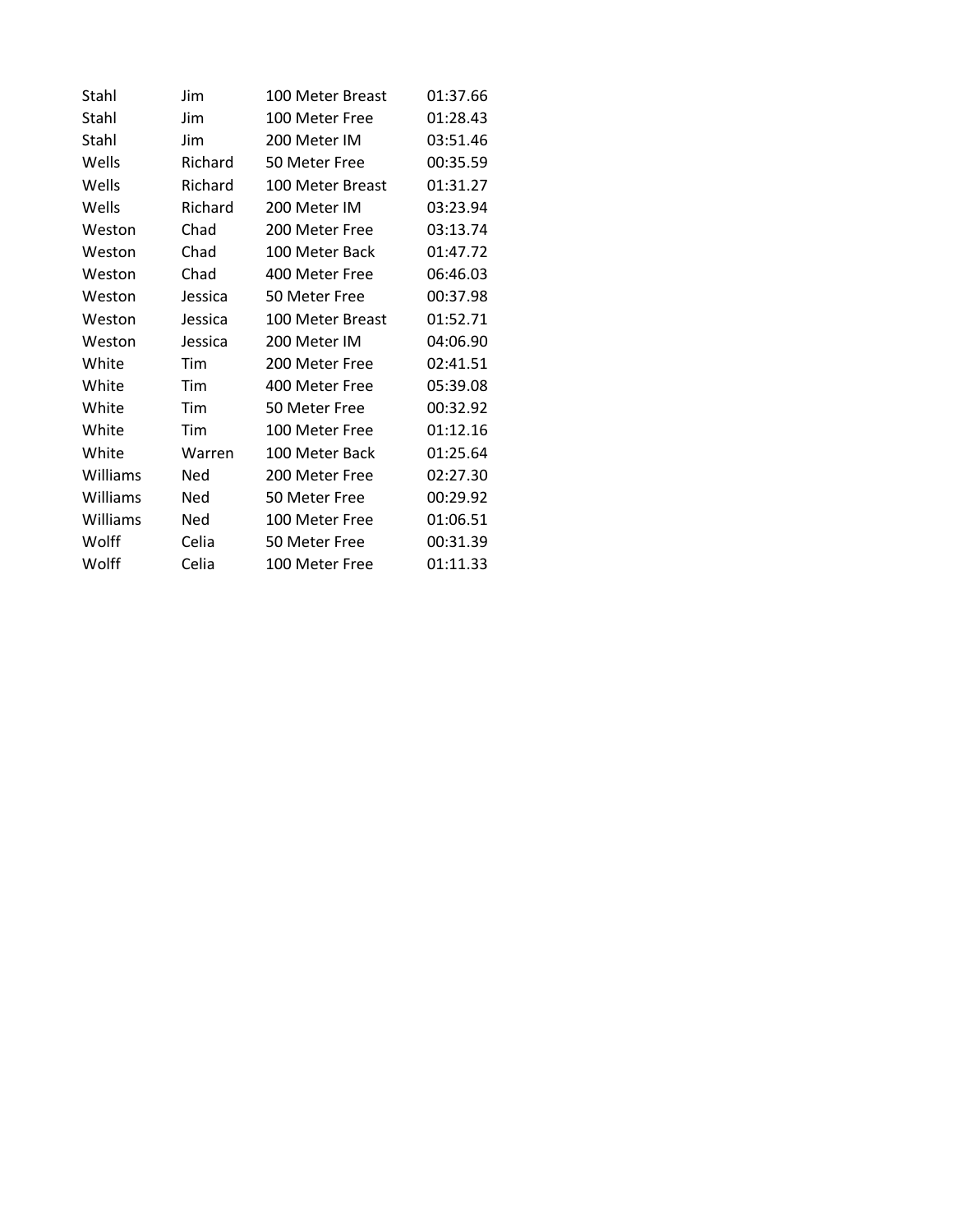| | | | |
|---|---|---|---|
| Stahl | Jim | 100 Meter Breast | 01:37.66 |
| Stahl | Jim | 100 Meter Free | 01:28.43 |
| Stahl | Jim | 200 Meter IM | 03:51.46 |
| Wells | Richard | 50 Meter Free | 00:35.59 |
| Wells | Richard | 100 Meter Breast | 01:31.27 |
| Wells | Richard | 200 Meter IM | 03:23.94 |
| Weston | Chad | 200 Meter Free | 03:13.74 |
| Weston | Chad | 100 Meter Back | 01:47.72 |
| Weston | Chad | 400 Meter Free | 06:46.03 |
| Weston | Jessica | 50 Meter Free | 00:37.98 |
| Weston | Jessica | 100 Meter Breast | 01:52.71 |
| Weston | Jessica | 200 Meter IM | 04:06.90 |
| White | Tim | 200 Meter Free | 02:41.51 |
| White | Tim | 400 Meter Free | 05:39.08 |
| White | Tim | 50 Meter Free | 00:32.92 |
| White | Tim | 100 Meter Free | 01:12.16 |
| White | Warren | 100 Meter Back | 01:25.64 |
| Williams | Ned | 200 Meter Free | 02:27.30 |
| Williams | Ned | 50 Meter Free | 00:29.92 |
| Williams | Ned | 100 Meter Free | 01:06.51 |
| Wolff | Celia | 50 Meter Free | 00:31.39 |
| Wolff | Celia | 100 Meter Free | 01:11.33 |